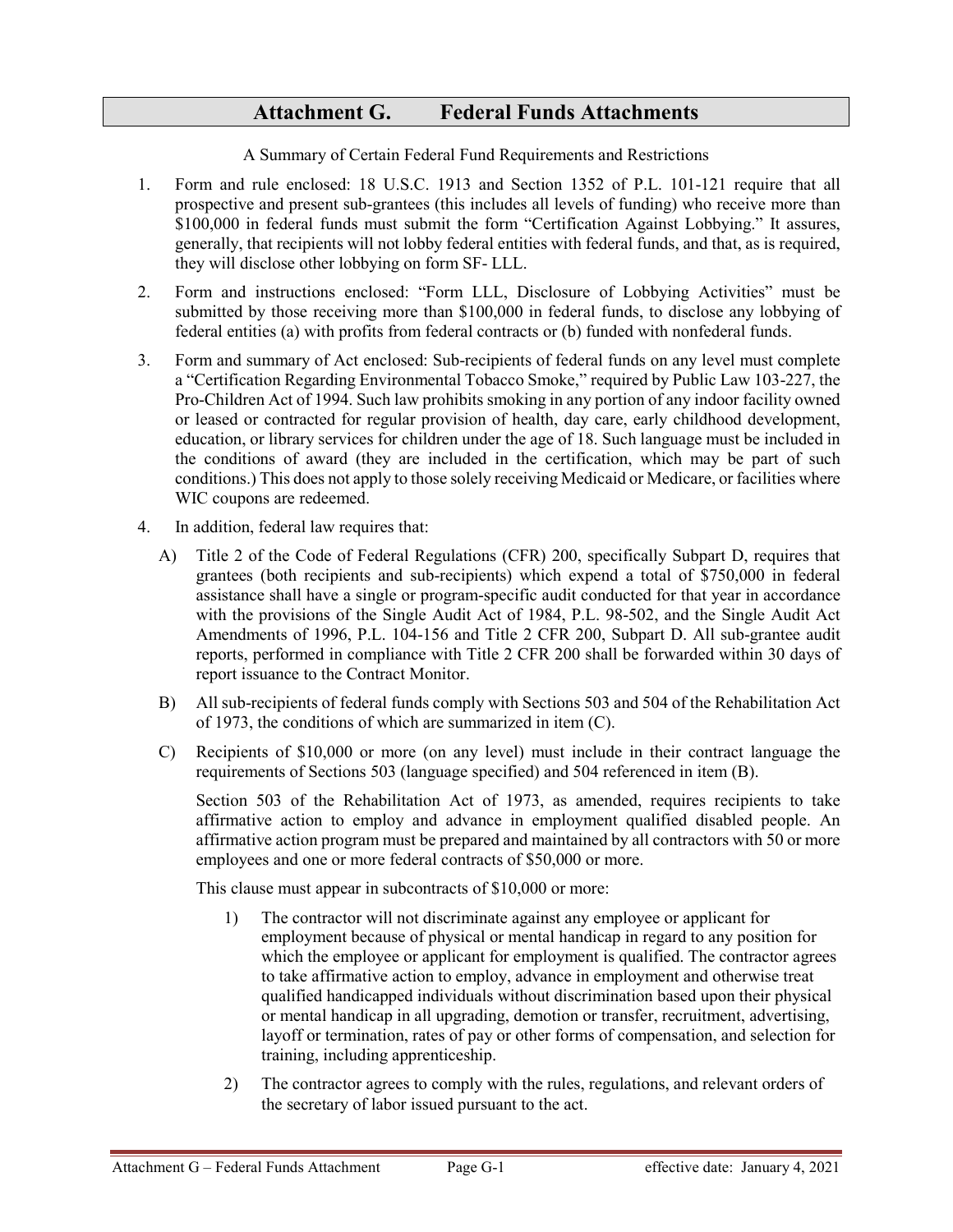# Attachment G. Federal Funds Attachments

A Summary of Certain Federal Fund Requirements and Restrictions

1. Form and rule enclosed: 18 U.S.C. 1913 and Section 1352 of P.L. 101-121 require that all prospective and present sub-grantees (this includes all levels of funding) who receive more than $100,000 in federal funds must submit the form "Certification Against Lobbying." It assures, generally, that recipients will not lobby federal entities with federal funds, and that, as is required, they will disclose other lobbying on form SF- LLL.

2. Form and instructions enclosed: "Form LLL, Disclosure of Lobbying Activities" must be submitted by those receiving more than $100,000 in federal funds, to disclose any lobbying of federal entities (a) with profits from federal contracts or (b) funded with nonfederal funds.

3. Form and summary of Act enclosed: Sub-recipients of federal funds on any level must complete a "Certification Regarding Environmental Tobacco Smoke," required by Public Law 103-227, the Pro-Children Act of 1994. Such law prohibits smoking in any portion of any indoor facility owned or leased or contracted for regular provision of health, day care, early childhood development, education, or library services for children under the age of 18. Such language must be included in the conditions of award (they are included in the certification, which may be part of such conditions.) This does not apply to those solely receiving Medicaid or Medicare, or facilities where WIC coupons are redeemed.

4. In addition, federal law requires that:

   A) Title 2 of the Code of Federal Regulations (CFR) 200, specifically Subpart D, requires that grantees (both recipients and sub-recipients) which expend a total of $750,000 in federal assistance shall have a single or program-specific audit conducted for that year in accordance with the provisions of the Single Audit Act of 1984, P.L. 98-502, and the Single Audit Act Amendments of 1996, P.L. 104-156 and Title 2 CFR 200, Subpart D. All sub-grantee audit reports, performed in compliance with Title 2 CFR 200 shall be forwarded within 30 days of report issuance to the Contract Monitor.

   B) All sub-recipients of federal funds comply with Sections 503 and 504 of the Rehabilitation Act of 1973, the conditions of which are summarized in item (C).

   C) Recipients of $10,000 or more (on any level) must include in their contract language the requirements of Sections 503 (language specified) and 504 referenced in item (B).

      Section 503 of the Rehabilitation Act of 1973, as amended, requires recipients to take affirmative action to employ and advance in employment qualified disabled people. An affirmative action program must be prepared and maintained by all contractors with 50 or more employees and one or more federal contracts of $50,000 or more.

      This clause must appear in subcontracts of $10,000 or more:

      1) The contractor will not discriminate against any employee or applicant for employment because of physical or mental handicap in regard to any position for which the employee or applicant for employment is qualified. The contractor agrees to take affirmative action to employ, advance in employment and otherwise treat qualified handicapped individuals without discrimination based upon their physical or mental handicap in all upgrading, demotion or transfer, recruitment, advertising, layoff or termination, rates of pay or other forms of compensation, and selection for training, including apprenticeship.

      2) The contractor agrees to comply with the rules, regulations, and relevant orders of the secretary of labor issued pursuant to the act.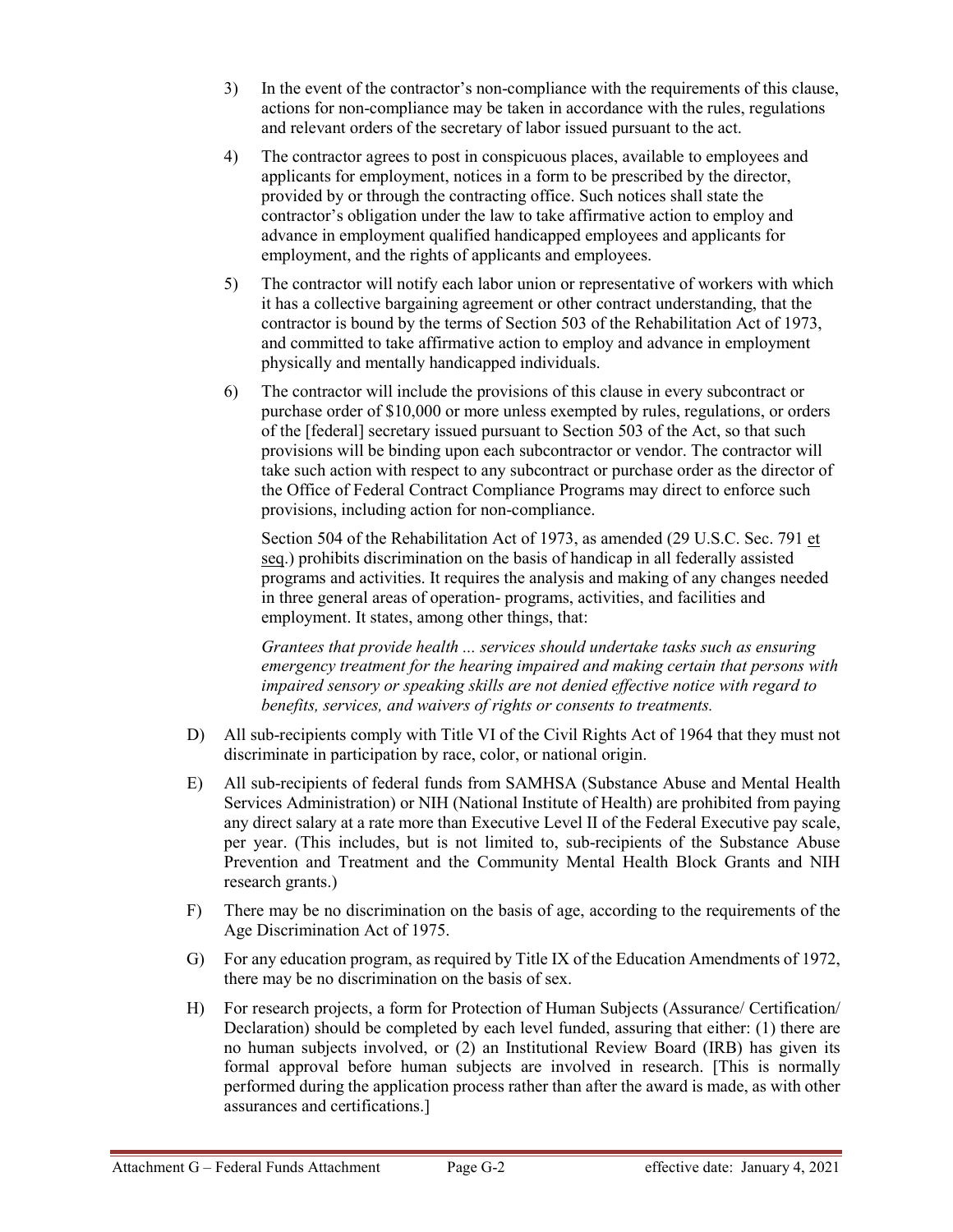3) In the event of the contractor's non-compliance with the requirements of this clause, actions for non-compliance may be taken in accordance with the rules, regulations and relevant orders of the secretary of labor issued pursuant to the act.

4) The contractor agrees to post in conspicuous places, available to employees and applicants for employment, notices in a form to be prescribed by the director, provided by or through the contracting office. Such notices shall state the contractor's obligation under the law to take affirmative action to employ and advance in employment qualified handicapped employees and applicants for employment, and the rights of applicants and employees.

5) The contractor will notify each labor union or representative of workers with which it has a collective bargaining agreement or other contract understanding, that the contractor is bound by the terms of Section 503 of the Rehabilitation Act of 1973, and committed to take affirmative action to employ and advance in employment physically and mentally handicapped individuals.

6) The contractor will include the provisions of this clause in every subcontract or purchase order of $10,000 or more unless exempted by rules, regulations, or orders of the [federal] secretary issued pursuant to Section 503 of the Act, so that such provisions will be binding upon each subcontractor or vendor. The contractor will take such action with respect to any subcontract or purchase order as the director of the Office of Federal Contract Compliance Programs may direct to enforce such provisions, including action for non-compliance.

   Section 504 of the Rehabilitation Act of 1973, as amended (29 U.S.C. Sec. 791 et seq.) prohibits discrimination on the basis of handicap in all federally assisted programs and activities. It requires the analysis and making of any changes needed in three general areas of operation- programs, activities, and facilities and employment. It states, among other things, that:

   *Grantees that provide health ... services should undertake tasks such as ensuring emergency treatment for the hearing impaired and making certain that persons with impaired sensory or speaking skills are not denied effective notice with regard to benefits, services, and waivers of rights or consents to treatments.*

D) All sub-recipients comply with Title VI of the Civil Rights Act of 1964 that they must not discriminate in participation by race, color, or national origin.

E) All sub-recipients of federal funds from SAMHSA (Substance Abuse and Mental Health Services Administration) or NIH (National Institute of Health) are prohibited from paying any direct salary at a rate more than Executive Level II of the Federal Executive pay scale, per year. (This includes, but is not limited to, sub-recipients of the Substance Abuse Prevention and Treatment and the Community Mental Health Block Grants and NIH research grants.)

F) There may be no discrimination on the basis of age, according to the requirements of the Age Discrimination Act of 1975.

G) For any education program, as required by Title IX of the Education Amendments of 1972, there may be no discrimination on the basis of sex.

H) For research projects, a form for Protection of Human Subjects (Assurance/ Certification/ Declaration) should be completed by each level funded, assuring that either: (1) there are no human subjects involved, or (2) an Institutional Review Board (IRB) has given its formal approval before human subjects are involved in research. [This is normally performed during the application process rather than after the award is made, as with other assurances and certifications.]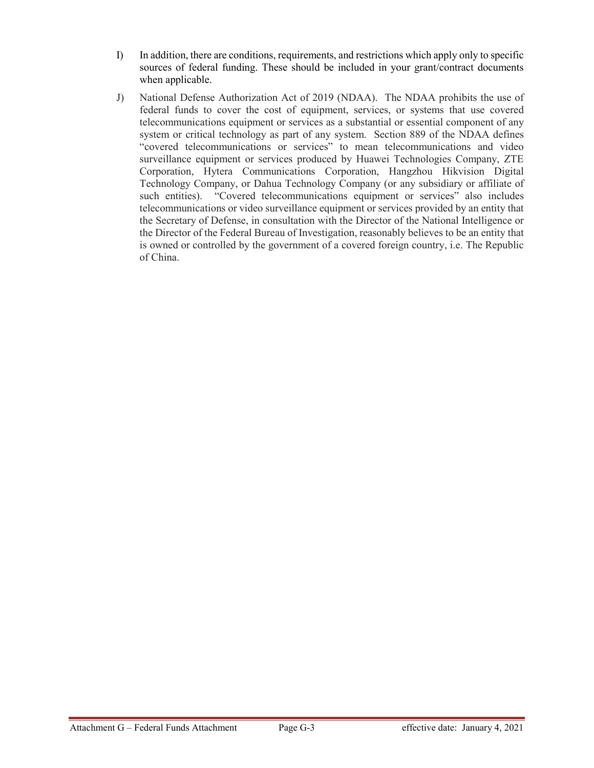I) In addition, there are conditions, requirements, and restrictions which apply only to specific sources of federal funding. These should be included in your grant/contract documents when applicable.

J) National Defense Authorization Act of 2019 (NDAA). The NDAA prohibits the use of federal funds to cover the cost of equipment, services, or systems that use covered telecommunications equipment or services as a substantial or essential component of any system or critical technology as part of any system. Section 889 of the NDAA defines "covered telecommunications or services" to mean telecommunications and video surveillance equipment or services produced by Huawei Technologies Company, ZTE Corporation, Hytera Communications Corporation, Hangzhou Hikvision Digital Technology Company, or Dahua Technology Company (or any subsidiary or affiliate of such entities). "Covered telecommunications equipment or services" also includes telecommunications or video surveillance equipment or services provided by an entity that the Secretary of Defense, in consultation with the Director of the National Intelligence or the Director of the Federal Bureau of Investigation, reasonably believes to be an entity that is owned or controlled by the government of a covered foreign country, i.e. The Republic of China.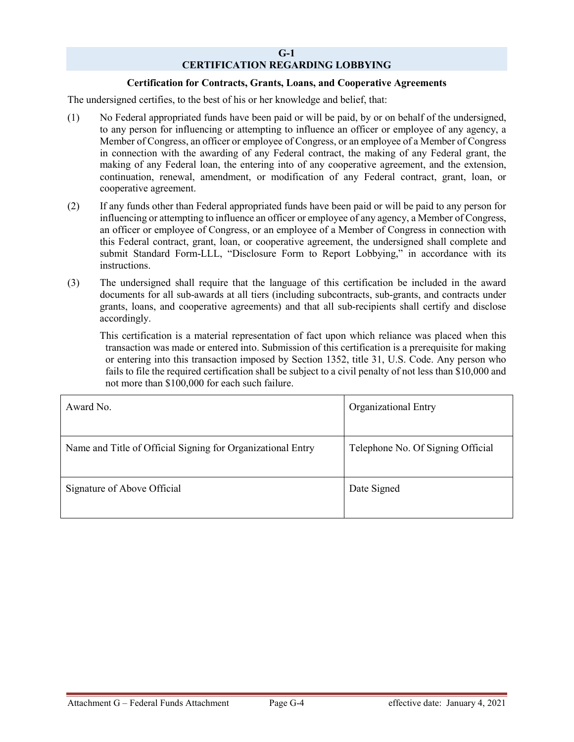## G-1
## CERTIFICATION REGARDING LOBBYING

### Certification for Contracts, Grants, Loans, and Cooperative Agreements

The undersigned certifies, to the best of his or her knowledge and belief, that:

(1) No Federal appropriated funds have been paid or will be paid, by or on behalf of the undersigned, to any person for influencing or attempting to influence an officer or employee of any agency, a Member of Congress, an officer or employee of Congress, or an employee of a Member of Congress in connection with the awarding of any Federal contract, the making of any Federal grant, the making of any Federal loan, the entering into of any cooperative agreement, and the extension, continuation, renewal, amendment, or modification of any Federal contract, grant, loan, or cooperative agreement.

(2) If any funds other than Federal appropriated funds have been paid or will be paid to any person for influencing or attempting to influence an officer or employee of any agency, a Member of Congress, an officer or employee of Congress, or an employee of a Member of Congress in connection with this Federal contract, grant, loan, or cooperative agreement, the undersigned shall complete and submit Standard Form-LLL, "Disclosure Form to Report Lobbying," in accordance with its instructions.

(3) The undersigned shall require that the language of this certification be included in the award documents for all sub-awards at all tiers (including subcontracts, sub-grants, and contracts under grants, loans, and cooperative agreements) and that all sub-recipients shall certify and disclose accordingly.

This certification is a material representation of fact upon which reliance was placed when this transaction was made or entered into. Submission of this certification is a prerequisite for making or entering into this transaction imposed by Section 1352, title 31, U.S. Code. Any person who fails to file the required certification shall be subject to a civil penalty of not less than $10,000 and not more than $100,000 for each such failure.

| | |
|---|---|
| Award No. | Organizational Entry |
| Name and Title of Official Signing for Organizational Entry | Telephone No. Of Signing Official |
| Signature of Above Official | Date Signed |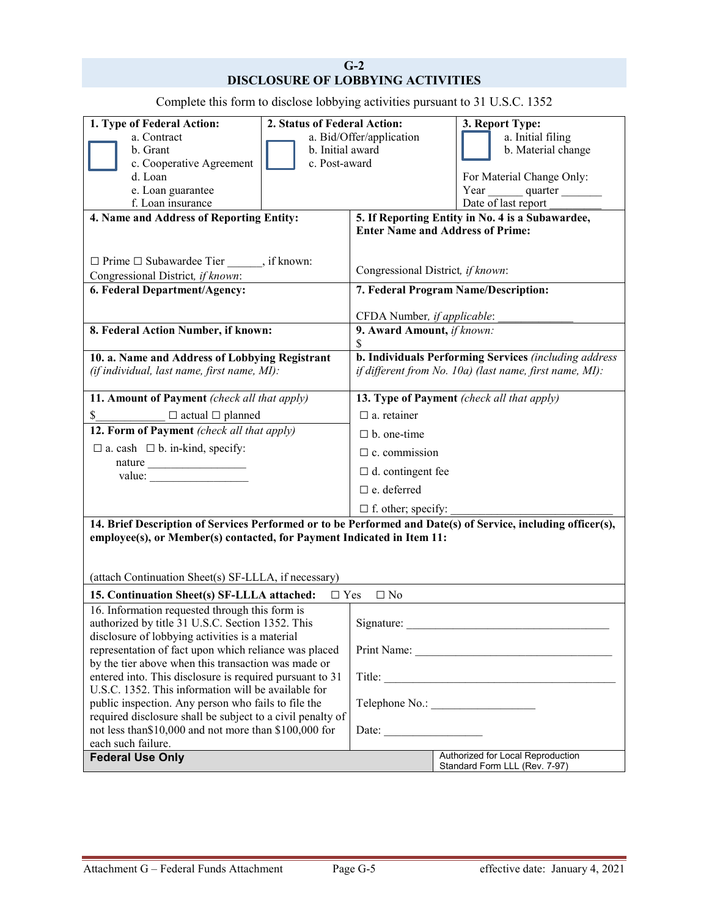## G-2
## DISCLOSURE OF LOBBYING ACTIVITIES

Complete this form to disclose lobbying activities pursuant to 31 U.S.C. 1352

| **1. Type of Federal Action:**<br>☐ a. Contract<br>b. Grant<br>c. Cooperative Agreement<br>d. Loan<br>e. Loan guarantee<br>f. Loan insurance | **2. Status of Federal Action:**<br>☐ a. Bid/Offer/application<br>b. Initial award<br>c. Post-award | **3. Report Type:**<br>☐ a. Initial filing<br>b. Material change<br><br>For Material Change Only:<br>Year ______ quarter _______<br>Date of last report _________ |
|---|---|---|

| **4. Name and Address of Reporting Entity:**<br><br>☐ Prime ☐ Subawardee Tier ______, if known:<br>Congressional District, *if known*: | **5. If Reporting Entity in No. 4 is a Subawardee, Enter Name and Address of Prime:**<br><br>Congressional District, *if known*: |
|---|---|
| **6. Federal Department/Agency:** | **7. Federal Program Name/Description:**<br><br>CFDA Number, *if applicable*: _____________ |
| **8. Federal Action Number, if known:** | **9. Award Amount,** *if known:*<br>$ |
| **10. a. Name and Address of Lobbying Registrant** *(if individual, last name, first name, MI):* | **b. Individuals Performing Services** *(including address if different from No. 10a) (last name, first name, MI):* |
| **11. Amount of Payment** *(check all that apply)*<br>$____________ ☐ actual ☐ planned<br><br>**12. Form of Payment** *(check all that apply)*<br>☐ a. cash ☐ b. in-kind, specify:<br>nature _________________<br>value: _________________ | **13. Type of Payment** *(check all that apply)*<br>☐ a. retainer<br>☐ b. one-time<br>☐ c. commission<br>☐ d. contingent fee<br>☐ e. deferred<br>☐ f. other; specify: ___________________________ |

**14. Brief Description of Services Performed or to be Performed and Date(s) of Service, including officer(s), employee(s), or Member(s) contacted, for Payment Indicated in Item 11:**

(attach Continuation Sheet(s) SF-LLLA, if necessary)

**15. Continuation Sheet(s) SF-LLLA attached:** ☐ Yes ☐ No

| 16. Information requested through this form is authorized by title 31 U.S.C. Section 1352. This disclosure of lobbying activities is a material representation of fact upon which reliance was placed by the tier above when this transaction was made or entered into. This disclosure is required pursuant to 31 U.S.C. 1352. This information will be available for public inspection. Any person who fails to file the required disclosure shall be subject to a civil penalty of not less than$10,000 and not more than $100,000 for each such failure. | Signature: ___________________________________<br><br>Print Name: __________________________________<br><br>Title: _______________________________________<br><br>Telephone No.: _________________<br><br>Date: _________________ |
|---|---|
| **Federal Use Only** | Authorized for Local Reproduction<br>Standard Form LLL (Rev. 7-97) |

Attachment G – Federal Funds Attachment effective date: January 4, 2021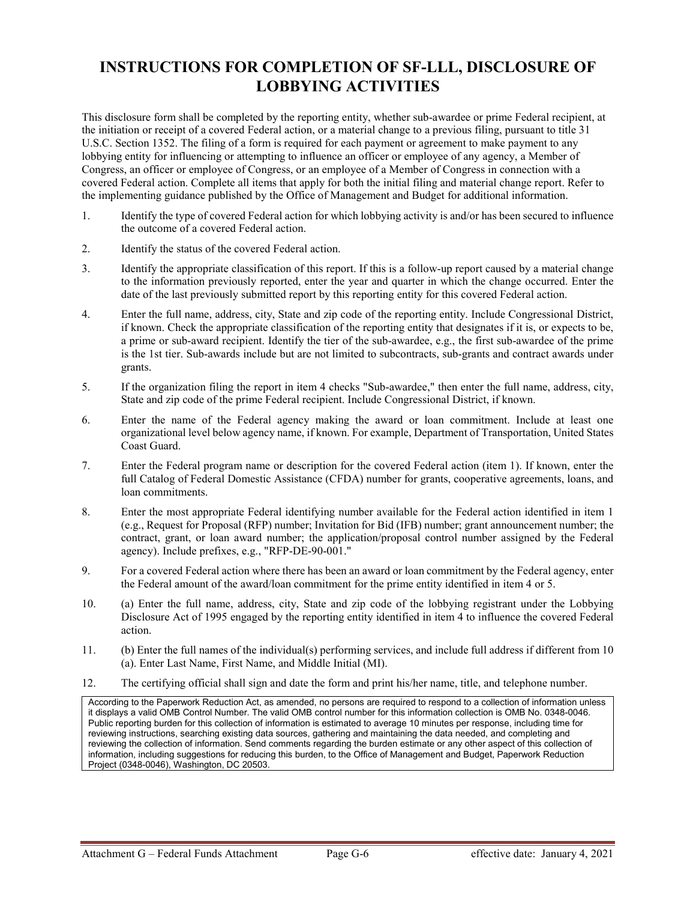# INSTRUCTIONS FOR COMPLETION OF SF-LLL, DISCLOSURE OF LOBBYING ACTIVITIES

This disclosure form shall be completed by the reporting entity, whether sub-awardee or prime Federal recipient, at the initiation or receipt of a covered Federal action, or a material change to a previous filing, pursuant to title 31 U.S.C. Section 1352. The filing of a form is required for each payment or agreement to make payment to any lobbying entity for influencing or attempting to influence an officer or employee of any agency, a Member of Congress, an officer or employee of Congress, or an employee of a Member of Congress in connection with a covered Federal action. Complete all items that apply for both the initial filing and material change report. Refer to the implementing guidance published by the Office of Management and Budget for additional information.

1. Identify the type of covered Federal action for which lobbying activity is and/or has been secured to influence the outcome of a covered Federal action.
2. Identify the status of the covered Federal action.
3. Identify the appropriate classification of this report. If this is a follow-up report caused by a material change to the information previously reported, enter the year and quarter in which the change occurred. Enter the date of the last previously submitted report by this reporting entity for this covered Federal action.
4. Enter the full name, address, city, State and zip code of the reporting entity. Include Congressional District, if known. Check the appropriate classification of the reporting entity that designates if it is, or expects to be, a prime or sub-award recipient. Identify the tier of the sub-awardee, e.g., the first sub-awardee of the prime is the 1st tier. Sub-awards include but are not limited to subcontracts, sub-grants and contract awards under grants.
5. If the organization filing the report in item 4 checks "Sub-awardee," then enter the full name, address, city, State and zip code of the prime Federal recipient. Include Congressional District, if known.
6. Enter the name of the Federal agency making the award or loan commitment. Include at least one organizational level below agency name, if known. For example, Department of Transportation, United States Coast Guard.
7. Enter the Federal program name or description for the covered Federal action (item 1). If known, enter the full Catalog of Federal Domestic Assistance (CFDA) number for grants, cooperative agreements, loans, and loan commitments.
8. Enter the most appropriate Federal identifying number available for the Federal action identified in item 1 (e.g., Request for Proposal (RFP) number; Invitation for Bid (IFB) number; grant announcement number; the contract, grant, or loan award number; the application/proposal control number assigned by the Federal agency). Include prefixes, e.g., "RFP-DE-90-001."
9. For a covered Federal action where there has been an award or loan commitment by the Federal agency, enter the Federal amount of the award/loan commitment for the prime entity identified in item 4 or 5.
10. (a) Enter the full name, address, city, State and zip code of the lobbying registrant under the Lobbying Disclosure Act of 1995 engaged by the reporting entity identified in item 4 to influence the covered Federal action.
11. (b) Enter the full names of the individual(s) performing services, and include full address if different from 10 (a). Enter Last Name, First Name, and Middle Initial (MI).
12. The certifying official shall sign and date the form and print his/her name, title, and telephone number.

According to the Paperwork Reduction Act, as amended, no persons are required to respond to a collection of information unless it displays a valid OMB Control Number. The valid OMB control number for this information collection is OMB No. 0348-0046. Public reporting burden for this collection of information is estimated to average 10 minutes per response, including time for reviewing instructions, searching existing data sources, gathering and maintaining the data needed, and completing and reviewing the collection of information. Send comments regarding the burden estimate or any other aspect of this collection of information, including suggestions for reducing this burden, to the Office of Management and Budget, Paperwork Reduction Project (0348-0046), Washington, DC 20503.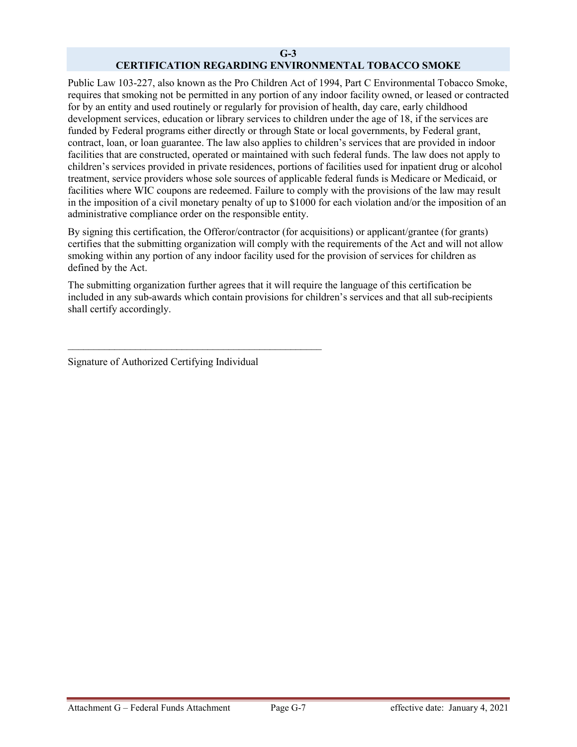## G-3
## CERTIFICATION REGARDING ENVIRONMENTAL TOBACCO SMOKE

Public Law 103-227, also known as the Pro Children Act of 1994, Part C Environmental Tobacco Smoke, requires that smoking not be permitted in any portion of any indoor facility owned, or leased or contracted for by an entity and used routinely or regularly for provision of health, day care, early childhood development services, education or library services to children under the age of 18, if the services are funded by Federal programs either directly or through State or local governments, by Federal grant, contract, loan, or loan guarantee. The law also applies to children's services that are provided in indoor facilities that are constructed, operated or maintained with such federal funds. The law does not apply to children's services provided in private residences, portions of facilities used for inpatient drug or alcohol treatment, service providers whose sole sources of applicable federal funds is Medicare or Medicaid, or facilities where WIC coupons are redeemed. Failure to comply with the provisions of the law may result in the imposition of a civil monetary penalty of up to $1000 for each violation and/or the imposition of an administrative compliance order on the responsible entity.

By signing this certification, the Offeror/contractor (for acquisitions) or applicant/grantee (for grants) certifies that the submitting organization will comply with the requirements of the Act and will not allow smoking within any portion of any indoor facility used for the provision of services for children as defined by the Act.

The submitting organization further agrees that it will require the language of this certification be included in any sub-awards which contain provisions for children's services and that all sub-recipients shall certify accordingly.

\_\_\_\_\_\_\_\_\_\_\_\_\_\_\_\_\_\_\_\_\_\_\_\_\_\_\_\_\_\_\_\_\_\_\_\_\_\_\_\_\_\_\_\_\_\_\_\_

Signature of Authorized Certifying Individual